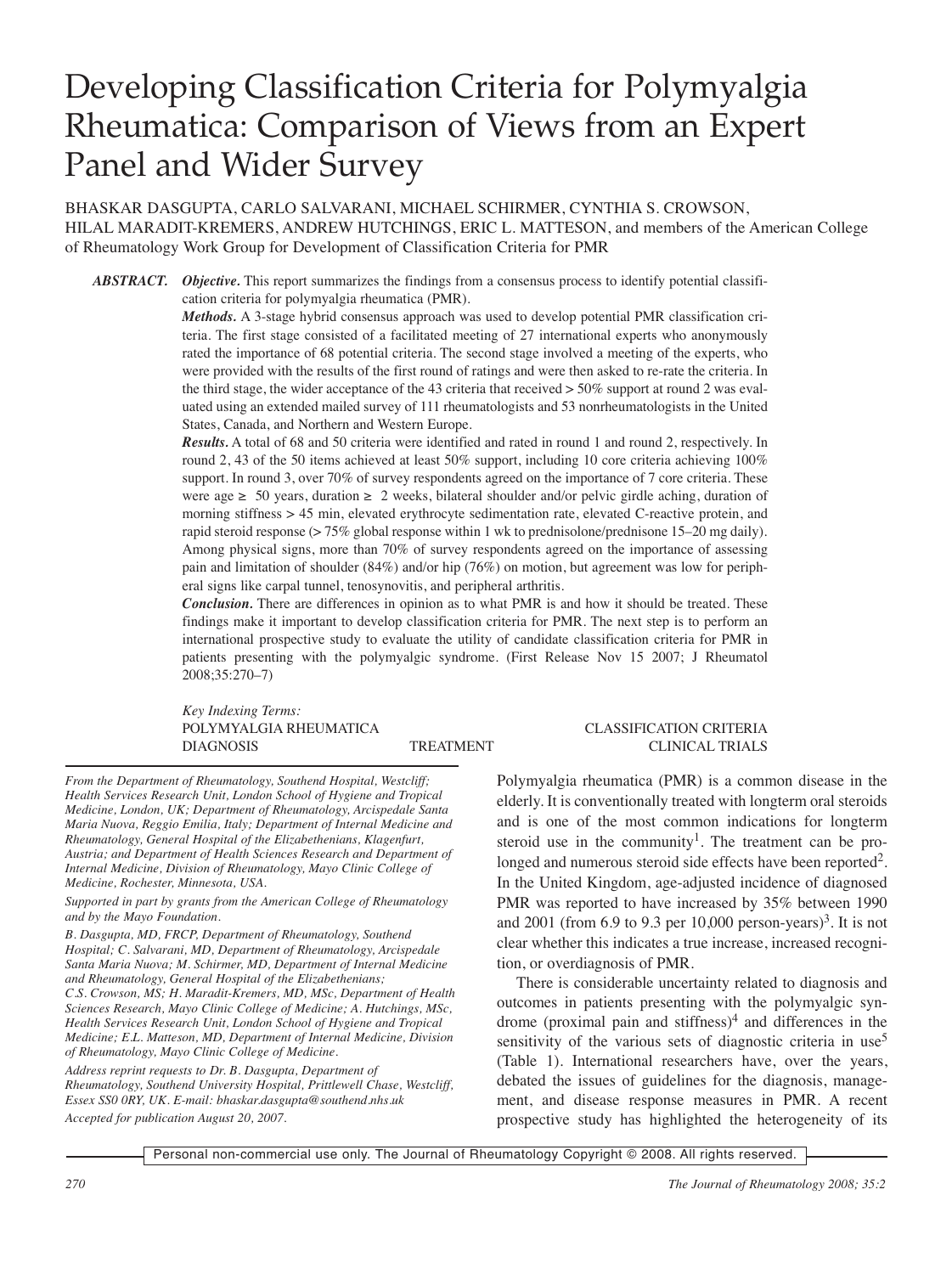# Developing Classification Criteria for Polymyalgia Rheumatica: Comparison of Views from an Expert Panel and Wider Survey

BHASKAR DASGUPTA, CARLO SALVARANI, MICHAEL SCHIRMER, CYNTHIA S. CROWSON, HILAL MARADIT-KREMERS, ANDREW HUTCHINGS, ERIC L. MATTESON, and members of the American College of Rheumatology Work Group for Development of Classification Criteria for PMR

***ABSTRACT.*** ***Objective.*** This report summarizes the findings from a consensus process to identify potential classification criteria for polymyalgia rheumatica (PMR).

***Methods.*** A 3-stage hybrid consensus approach was used to develop potential PMR classification criteria. The first stage consisted of a facilitated meeting of 27 international experts who anonymously rated the importance of 68 potential criteria. The second stage involved a meeting of the experts, who were provided with the results of the first round of ratings and were then asked to re-rate the criteria. In the third stage, the wider acceptance of the 43 criteria that received > 50% support at round 2 was evaluated using an extended mailed survey of 111 rheumatologists and 53 nonrheumatologists in the United States, Canada, and Northern and Western Europe.

***Results.*** A total of 68 and 50 criteria were identified and rated in round 1 and round 2, respectively. In round 2, 43 of the 50 items achieved at least 50% support, including 10 core criteria achieving 100% support. In round 3, over 70% of survey respondents agreed on the importance of 7 core criteria. These were age ≥ 50 years, duration ≥ 2 weeks, bilateral shoulder and/or pelvic girdle aching, duration of morning stiffness > 45 min, elevated erythrocyte sedimentation rate, elevated C-reactive protein, and rapid steroid response (> 75% global response within 1 wk to prednisolone/prednisone 15–20 mg daily). Among physical signs, more than 70% of survey respondents agreed on the importance of assessing pain and limitation of shoulder (84%) and/or hip (76%) on motion, but agreement was low for peripheral signs like carpal tunnel, tenosynovitis, and peripheral arthritis.

***Conclusion.*** There are differences in opinion as to what PMR is and how it should be treated. These findings make it important to develop classification criteria for PMR. The next step is to perform an international prospective study to evaluate the utility of candidate classification criteria for PMR in patients presenting with the polymyalgic syndrome. (First Release Nov 15 2007; J Rheumatol 2008;35:270–7)

*Key Indexing Terms:*
POLYMYALGIA RHEUMATICA — CLASSIFICATION CRITERIA — DIAGNOSIS — TREATMENT — CLINICAL TRIALS

*From the Department of Rheumatology, Southend Hospital, Westcliff; Health Services Research Unit, London School of Hygiene and Tropical Medicine, London, UK; Department of Rheumatology, Arcispedale Santa Maria Nuova, Reggio Emilia, Italy; Department of Internal Medicine and Rheumatology, General Hospital of the Elizabethenians, Klagenfurt, Austria; and Department of Health Sciences Research and Department of Internal Medicine, Division of Rheumatology, Mayo Clinic College of Medicine, Rochester, Minnesota, USA.*

*Supported in part by grants from the American College of Rheumatology and by the Mayo Foundation.*

*B. Dasgupta, MD, FRCP, Department of Rheumatology, Southend Hospital; C. Salvarani, MD, Department of Rheumatology, Arcispedale Santa Maria Nuova; M. Schirmer, MD, Department of Internal Medicine and Rheumatology, General Hospital of the Elizabethenians; C.S. Crowson, MS; H. Maradit-Kremers, MD, MSc, Department of Health Sciences Research, Mayo Clinic College of Medicine; A. Hutchings, MSc, Health Services Research Unit, London School of Hygiene and Tropical Medicine; E.L. Matteson, MD, Department of Internal Medicine, Division of Rheumatology, Mayo Clinic College of Medicine.*

*Address reprint requests to Dr. B. Dasgupta, Department of Rheumatology, Southend University Hospital, Prittlewell Chase, Westcliff, Essex SS0 0RY, UK. E-mail: bhaskar.dasgupta@southend.nhs.uk*

*Accepted for publication August 20, 2007.*

Polymyalgia rheumatica (PMR) is a common disease in the elderly. It is conventionally treated with longterm oral steroids and is one of the most common indications for longterm steroid use in the community[1]. The treatment can be prolonged and numerous steroid side effects have been reported[2]. In the United Kingdom, age-adjusted incidence of diagnosed PMR was reported to have increased by 35% between 1990 and 2001 (from 6.9 to 9.3 per 10,000 person-years)[3]. It is not clear whether this indicates a true increase, increased recognition, or overdiagnosis of PMR.

There is considerable uncertainty related to diagnosis and outcomes in patients presenting with the polymyalgic syndrome (proximal pain and stiffness)[4] and differences in the sensitivity of the various sets of diagnostic criteria in use[5] (Table 1). International researchers have, over the years, debated the issues of guidelines for the diagnosis, management, and disease response measures in PMR. A recent prospective study has highlighted the heterogeneity of its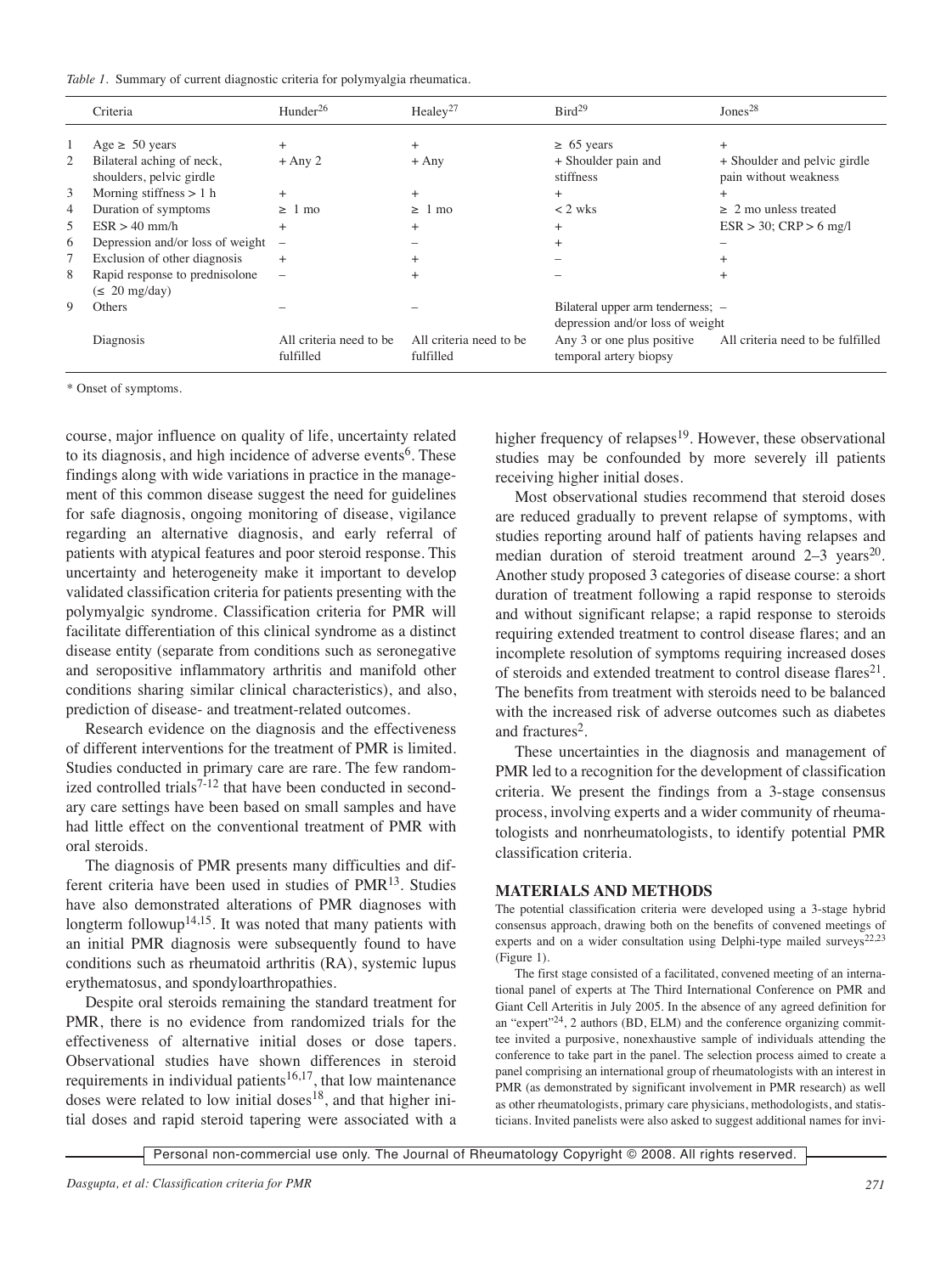*Table 1.* Summary of current diagnostic criteria for polymyalgia rheumatica.

| | Criteria | Hunder[26] | Healey[27] | Bird[29] | Jones[28] |
|---|---|---|---|---|---|
| 1 | Age ≥ 50 years | + | + | ≥ 65 years | + |
| 2 | Bilateral aching of neck, shoulders, pelvic girdle | + Any 2 | + Any | + Shoulder pain and stiffness | + Shoulder and pelvic girdle pain without weakness |
| 3 | Morning stiffness > 1 h | + | + | + | + |
| 4 | Duration of symptoms | ≥ 1 mo | ≥ 1 mo | < 2 wks | ≥ 2 mo unless treated |
| 5 | ESR > 40 mm/h | + | + | + | ESR > 30; CRP > 6 mg/l |
| 6 | Depression and/or loss of weight | – | – | + | – |
| 7 | Exclusion of other diagnosis | + | + | – | + |
| 8 | Rapid response to prednisolone (≤ 20 mg/day) | – | + | – | + |
| 9 | Others | – | – | Bilateral upper arm tenderness; depression and/or loss of weight | – |
| | Diagnosis | All criteria need to be fulfilled | All criteria need to be fulfilled | Any 3 or one plus positive temporal artery biopsy | All criteria need to be fulfilled |

\* Onset of symptoms.

course, major influence on quality of life, uncertainty related to its diagnosis, and high incidence of adverse events[6]. These findings along with wide variations in practice in the management of this common disease suggest the need for guidelines for safe diagnosis, ongoing monitoring of disease, vigilance regarding an alternative diagnosis, and early referral of patients with atypical features and poor steroid response. This uncertainty and heterogeneity make it important to develop validated classification criteria for patients presenting with the polymyalgic syndrome. Classification criteria for PMR will facilitate differentiation of this clinical syndrome as a distinct disease entity (separate from conditions such as seronegative and seropositive inflammatory arthritis and manifold other conditions sharing similar clinical characteristics), and also, prediction of disease- and treatment-related outcomes.

Research evidence on the diagnosis and the effectiveness of different interventions for the treatment of PMR is limited. Studies conducted in primary care are rare. The few randomized controlled trials[7-12] that have been conducted in secondary care settings have been based on small samples and have had little effect on the conventional treatment of PMR with oral steroids.

The diagnosis of PMR presents many difficulties and different criteria have been used in studies of PMR[13]. Studies have also demonstrated alterations of PMR diagnoses with longterm followup[14,15]. It was noted that many patients with an initial PMR diagnosis were subsequently found to have conditions such as rheumatoid arthritis (RA), systemic lupus erythematosus, and spondyloarthropathies.

Despite oral steroids remaining the standard treatment for PMR, there is no evidence from randomized trials for the effectiveness of alternative initial doses or dose tapers. Observational studies have shown differences in steroid requirements in individual patients[16,17], that low maintenance doses were related to low initial doses[18], and that higher initial doses and rapid steroid tapering were associated with a higher frequency of relapses[19]. However, these observational studies may be confounded by more severely ill patients receiving higher initial doses.

Most observational studies recommend that steroid doses are reduced gradually to prevent relapse of symptoms, with studies reporting around half of patients having relapses and median duration of steroid treatment around 2–3 years[20]. Another study proposed 3 categories of disease course: a short duration of treatment following a rapid response to steroids and without significant relapse; a rapid response to steroids requiring extended treatment to control disease flares; and an incomplete resolution of symptoms requiring increased doses of steroids and extended treatment to control disease flares[21]. The benefits from treatment with steroids need to be balanced with the increased risk of adverse outcomes such as diabetes and fractures[2].

These uncertainties in the diagnosis and management of PMR led to a recognition for the development of classification criteria. We present the findings from a 3-stage consensus process, involving experts and a wider community of rheumatologists and nonrheumatologists, to identify potential PMR classification criteria.

## MATERIALS AND METHODS

The potential classification criteria were developed using a 3-stage hybrid consensus approach, drawing both on the benefits of convened meetings of experts and on a wider consultation using Delphi-type mailed surveys[22,23] (Figure 1).

The first stage consisted of a facilitated, convened meeting of an international panel of experts at The Third International Conference on PMR and Giant Cell Arteritis in July 2005. In the absence of any agreed definition for an "expert"[24], 2 authors (BD, ELM) and the conference organizing committee invited a purposive, nonexhaustive sample of individuals attending the conference to take part in the panel. The selection process aimed to create a panel comprising an international group of rheumatologists with an interest in PMR (as demonstrated by significant involvement in PMR research) as well as other rheumatologists, primary care physicians, methodologists, and statisticians. Invited panelists were also asked to suggest additional names for invi-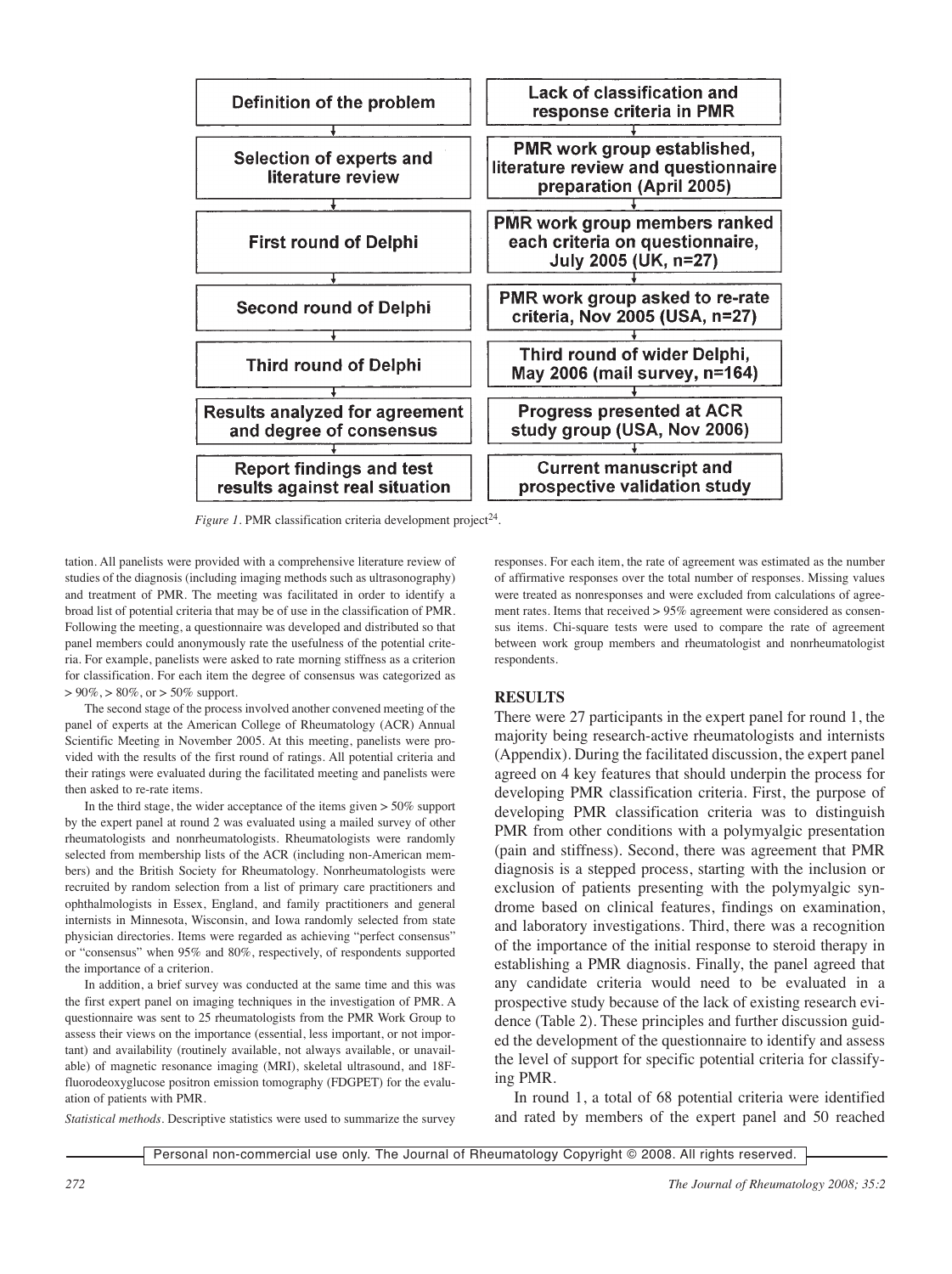| Definition of the problem | Lack of classification and response criteria in PMR |
|---|---|
| Selection of experts and literature review | PMR work group established, literature review and questionnaire preparation (April 2005) |
| First round of Delphi | PMR work group members ranked each criteria on questionnaire, July 2005 (UK, n=27) |
| Second round of Delphi | PMR work group asked to re-rate criteria, Nov 2005 (USA, n=27) |
| Third round of Delphi | Third round of wider Delphi, May 2006 (mail survey, n=164) |
| Results analyzed for agreement and degree of consensus | Progress presented at ACR study group (USA, Nov 2006) |
| Report findings and test results against real situation | Current manuscript and prospective validation study |

*Figure 1.* PMR classification criteria development project[24].

tation. All panelists were provided with a comprehensive literature review of studies of the diagnosis (including imaging methods such as ultrasonography) and treatment of PMR. The meeting was facilitated in order to identify a broad list of potential criteria that may be of use in the classification of PMR. Following the meeting, a questionnaire was developed and distributed so that panel members could anonymously rate the usefulness of the potential criteria. For example, panelists were asked to rate morning stiffness as a criterion for classification. For each item the degree of consensus was categorized as > 90%, > 80%, or > 50% support.

The second stage of the process involved another convened meeting of the panel of experts at the American College of Rheumatology (ACR) Annual Scientific Meeting in November 2005. At this meeting, panelists were provided with the results of the first round of ratings. All potential criteria and their ratings were evaluated during the facilitated meeting and panelists were then asked to re-rate items.

In the third stage, the wider acceptance of the items given > 50% support by the expert panel at round 2 was evaluated using a mailed survey of other rheumatologists and nonrheumatologists. Rheumatologists were randomly selected from membership lists of the ACR (including non-American members) and the British Society for Rheumatology. Nonrheumatologists were recruited by random selection from a list of primary care practitioners and ophthalmologists in Essex, England, and family practitioners and general internists in Minnesota, Wisconsin, and Iowa randomly selected from state physician directories. Items were regarded as achieving "perfect consensus" or "consensus" when 95% and 80%, respectively, of respondents supported the importance of a criterion.

In addition, a brief survey was conducted at the same time and this was the first expert panel on imaging techniques in the investigation of PMR. A questionnaire was sent to 25 rheumatologists from the PMR Work Group to assess their views on the importance (essential, less important, or not important) and availability (routinely available, not always available, or unavailable) of magnetic resonance imaging (MRI), skeletal ultrasound, and 18F-fluorodeoxyglucose positron emission tomography (FDGPET) for the evaluation of patients with PMR.

*Statistical methods.* Descriptive statistics were used to summarize the survey responses. For each item, the rate of agreement was estimated as the number of affirmative responses over the total number of responses. Missing values were treated as nonresponses and were excluded from calculations of agreement rates. Items that received > 95% agreement were considered as consensus items. Chi-square tests were used to compare the rate of agreement between work group members and rheumatologist and nonrheumatologist respondents.

## RESULTS

There were 27 participants in the expert panel for round 1, the majority being research-active rheumatologists and internists (Appendix). During the facilitated discussion, the expert panel agreed on 4 key features that should underpin the process for developing PMR classification criteria. First, the purpose of developing PMR classification criteria was to distinguish PMR from other conditions with a polymyalgic presentation (pain and stiffness). Second, there was agreement that PMR diagnosis is a stepped process, starting with the inclusion or exclusion of patients presenting with the polymyalgic syndrome based on clinical features, findings on examination, and laboratory investigations. Third, there was a recognition of the importance of the initial response to steroid therapy in establishing a PMR diagnosis. Finally, the panel agreed that any candidate criteria would need to be evaluated in a prospective study because of the lack of existing research evidence (Table 2). These principles and further discussion guided the development of the questionnaire to identify and assess the level of support for specific potential criteria for classifying PMR.

In round 1, a total of 68 potential criteria were identified and rated by members of the expert panel and 50 reached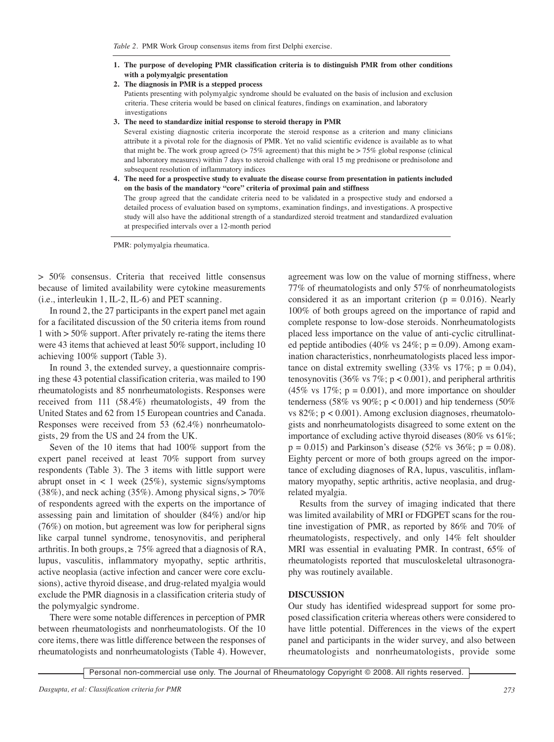*Table 2.* PMR Work Group consensus items from first Delphi exercise.

**1. The purpose of developing PMR classification criteria is to distinguish PMR from other conditions with a polymyalgic presentation**

**2. The diagnosis in PMR is a stepped process**

Patients presenting with polymyalgic syndrome should be evaluated on the basis of inclusion and exclusion criteria. These criteria would be based on clinical features, findings on examination, and laboratory investigations

**3. The need to standardize initial response to steroid therapy in PMR**

Several existing diagnostic criteria incorporate the steroid response as a criterion and many clinicians attribute it a pivotal role for the diagnosis of PMR. Yet no valid scientific evidence is available as to what that might be. The work group agreed (> 75% agreement) that this might be > 75% global response (clinical and laboratory measures) within 7 days to steroid challenge with oral 15 mg prednisone or prednisolone and subsequent resolution of inflammatory indices

**4. The need for a prospective study to evaluate the disease course from presentation in patients included on the basis of the mandatory "core" criteria of proximal pain and stiffness**

The group agreed that the candidate criteria need to be validated in a prospective study and endorsed a detailed process of evaluation based on symptoms, examination findings, and investigations. A prospective study will also have the additional strength of a standardized steroid treatment and standardized evaluation at prespecified intervals over a 12-month period

PMR: polymyalgia rheumatica.

> 50% consensus. Criteria that received little consensus because of limited availability were cytokine measurements (i.e., interleukin 1, IL-2, IL-6) and PET scanning.

In round 2, the 27 participants in the expert panel met again for a facilitated discussion of the 50 criteria items from round 1 with > 50% support. After privately re-rating the items there were 43 items that achieved at least 50% support, including 10 achieving 100% support (Table 3).

In round 3, the extended survey, a questionnaire comprising these 43 potential classification criteria, was mailed to 190 rheumatologists and 85 nonrheumatologists. Responses were received from 111 (58.4%) rheumatologists, 49 from the United States and 62 from 15 European countries and Canada. Responses were received from 53 (62.4%) nonrheumatologists, 29 from the US and 24 from the UK.

Seven of the 10 items that had 100% support from the expert panel received at least 70% support from survey respondents (Table 3). The 3 items with little support were abrupt onset in < 1 week (25%), systemic signs/symptoms (38%), and neck aching (35%). Among physical signs, > 70% of respondents agreed with the experts on the importance of assessing pain and limitation of shoulder (84%) and/or hip (76%) on motion, but agreement was low for peripheral signs like carpal tunnel syndrome, tenosynovitis, and peripheral arthritis. In both groups, ≥ 75% agreed that a diagnosis of RA, lupus, vasculitis, inflammatory myopathy, septic arthritis, active neoplasia (active infection and cancer were core exclusions), active thyroid disease, and drug-related myalgia would exclude the PMR diagnosis in a classification criteria study of the polymyalgic syndrome.

There were some notable differences in perception of PMR between rheumatologists and nonrheumatologists. Of the 10 core items, there was little difference between the responses of rheumatologists and nonrheumatologists (Table 4). However, agreement was low on the value of morning stiffness, where 77% of rheumatologists and only 57% of nonrheumatologists considered it as an important criterion ($p = 0.016$). Nearly 100% of both groups agreed on the importance of rapid and complete response to low-dose steroids. Nonrheumatologists placed less importance on the value of anti-cyclic citrullinated peptide antibodies (40% vs 24%; $p = 0.09$). Among examination characteristics, nonrheumatologists placed less importance on distal extremity swelling (33% vs 17%; $p = 0.04$), tenosynovitis (36% vs 7%; $p < 0.001$), and peripheral arthritis (45% vs 17%; $p = 0.001$), and more importance on shoulder tenderness (58% vs 90%; $p < 0.001$) and hip tenderness (50% vs 82%; $p < 0.001$). Among exclusion diagnoses, rheumatologists and nonrheumatologists disagreed to some extent on the importance of excluding active thyroid diseases (80% vs 61%; $p = 0.015$) and Parkinson's disease (52% vs 36%; $p = 0.08$). Eighty percent or more of both groups agreed on the importance of excluding diagnoses of RA, lupus, vasculitis, inflammatory myopathy, septic arthritis, active neoplasia, and drug-related myalgia.

Results from the survey of imaging indicated that there was limited availability of MRI or FDGPET scans for the routine investigation of PMR, as reported by 86% and 70% of rheumatologists, respectively, and only 14% felt shoulder MRI was essential in evaluating PMR. In contrast, 65% of rheumatologists reported that musculoskeletal ultrasonography was routinely available.

## DISCUSSION

Our study has identified widespread support for some proposed classification criteria whereas others were considered to have little potential. Differences in the views of the expert panel and participants in the wider survey, and also between rheumatologists and nonrheumatologists, provide some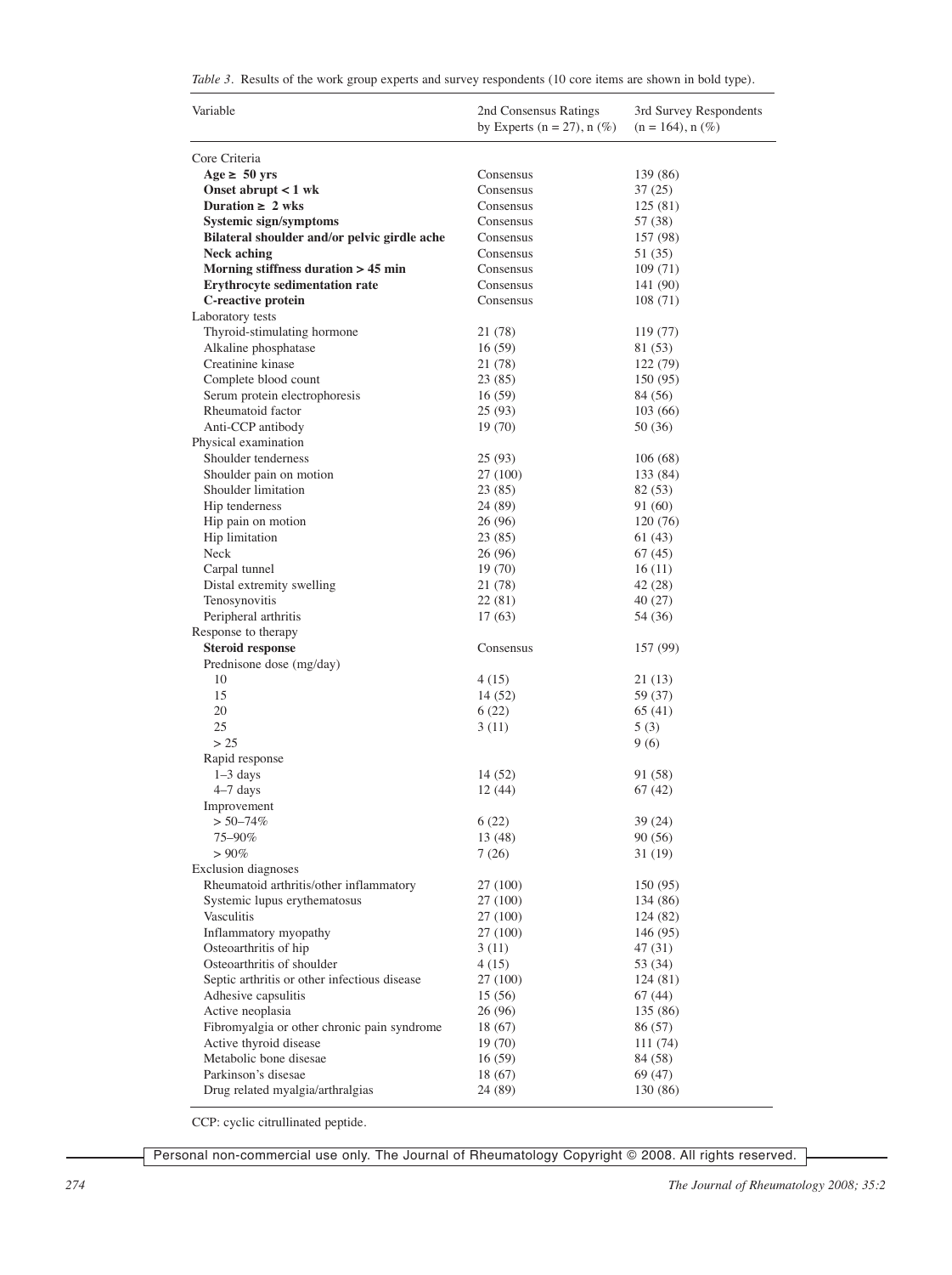*Table 3*. Results of the work group experts and survey respondents (10 core items are shown in bold type).

| Variable | 2nd Consensus Ratings by Experts (n = 27), n (%) | 3rd Survey Respondents (n = 164), n (%) |
|---|---|---|
| Core Criteria | | |
| **Age ≥ 50 yrs** | Consensus | 139 (86) |
| **Onset abrupt < 1 wk** | Consensus | 37 (25) |
| **Duration ≥ 2 wks** | Consensus | 125 (81) |
| **Systemic sign/symptoms** | Consensus | 57 (38) |
| **Bilateral shoulder and/or pelvic girdle ache** | Consensus | 157 (98) |
| **Neck aching** | Consensus | 51 (35) |
| **Morning stiffness duration > 45 min** | Consensus | 109 (71) |
| **Erythrocyte sedimentation rate** | Consensus | 141 (90) |
| **C-reactive protein** | Consensus | 108 (71) |
| Laboratory tests | | |
| Thyroid-stimulating hormone | 21 (78) | 119 (77) |
| Alkaline phosphatase | 16 (59) | 81 (53) |
| Creatinine kinase | 21 (78) | 122 (79) |
| Complete blood count | 23 (85) | 150 (95) |
| Serum protein electrophoresis | 16 (59) | 84 (56) |
| Rheumatoid factor | 25 (93) | 103 (66) |
| Anti-CCP antibody | 19 (70) | 50 (36) |
| Physical examination | | |
| Shoulder tenderness | 25 (93) | 106 (68) |
| Shoulder pain on motion | 27 (100) | 133 (84) |
| Shoulder limitation | 23 (85) | 82 (53) |
| Hip tenderness | 24 (89) | 91 (60) |
| Hip pain on motion | 26 (96) | 120 (76) |
| Hip limitation | 23 (85) | 61 (43) |
| Neck | 26 (96) | 67 (45) |
| Carpal tunnel | 19 (70) | 16 (11) |
| Distal extremity swelling | 21 (78) | 42 (28) |
| Tenosynovitis | 22 (81) | 40 (27) |
| Peripheral arthritis | 17 (63) | 54 (36) |
| Response to therapy | | |
| **Steroid response** | Consensus | 157 (99) |
| Prednisone dose (mg/day) | | |
| 10 | 4 (15) | 21 (13) |
| 15 | 14 (52) | 59 (37) |
| 20 | 6 (22) | 65 (41) |
| 25 | 3 (11) | 5 (3) |
| > 25 | | 9 (6) |
| Rapid response | | |
| 1–3 days | 14 (52) | 91 (58) |
| 4–7 days | 12 (44) | 67 (42) |
| Improvement | | |
| > 50–74% | 6 (22) | 39 (24) |
| 75–90% | 13 (48) | 90 (56) |
| > 90% | 7 (26) | 31 (19) |
| Exclusion diagnoses | | |
| Rheumatoid arthritis/other inflammatory | 27 (100) | 150 (95) |
| Systemic lupus erythematosus | 27 (100) | 134 (86) |
| Vasculitis | 27 (100) | 124 (82) |
| Inflammatory myopathy | 27 (100) | 146 (95) |
| Osteoarthritis of hip | 3 (11) | 47 (31) |
| Osteoarthritis of shoulder | 4 (15) | 53 (34) |
| Septic arthritis or other infectious disease | 27 (100) | 124 (81) |
| Adhesive capsulitis | 15 (56) | 67 (44) |
| Active neoplasia | 26 (96) | 135 (86) |
| Fibromyalgia or other chronic pain syndrome | 18 (67) | 86 (57) |
| Active thyroid disease | 19 (70) | 111 (74) |
| Metabolic bone disesae | 16 (59) | 84 (58) |
| Parkinson's disesae | 18 (67) | 69 (47) |
| Drug related myalgia/arthralgias | 24 (89) | 130 (86) |

CCP: cyclic citrullinated peptide.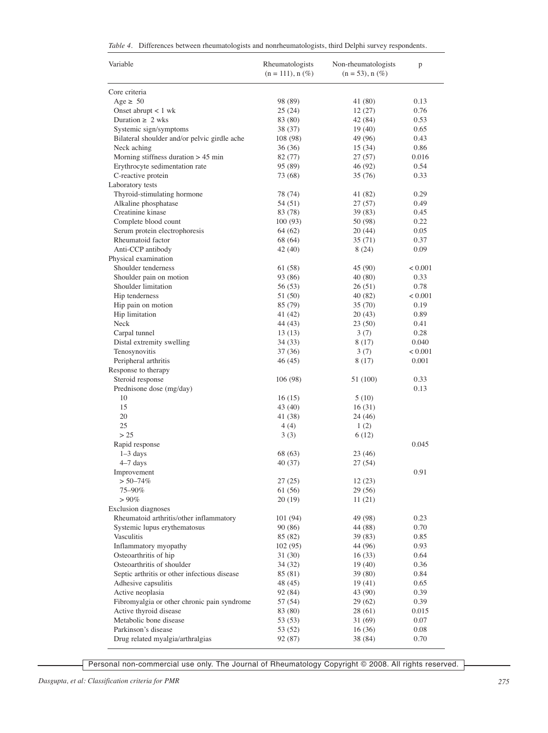*Table 4*. Differences between rheumatologists and nonrheumatologists, third Delphi survey respondents.

| Variable | Rheumatologists (n = 111), n (%) | Non-rheumatologists (n = 53), n (%) | p |
|---|---|---|---|
| Core criteria | | | |
| Age ≥ 50 | 98 (89) | 41 (80) | 0.13 |
| Onset abrupt < 1 wk | 25 (24) | 12 (27) | 0.76 |
| Duration ≥ 2 wks | 83 (80) | 42 (84) | 0.53 |
| Systemic sign/symptoms | 38 (37) | 19 (40) | 0.65 |
| Bilateral shoulder and/or pelvic girdle ache | 108 (98) | 49 (96) | 0.43 |
| Neck aching | 36 (36) | 15 (34) | 0.86 |
| Morning stiffness duration > 45 min | 82 (77) | 27 (57) | 0.016 |
| Erythrocyte sedimentation rate | 95 (89) | 46 (92) | 0.54 |
| C-reactive protein | 73 (68) | 35 (76) | 0.33 |
| Laboratory tests | | | |
| Thyroid-stimulating hormone | 78 (74) | 41 (82) | 0.29 |
| Alkaline phosphatase | 54 (51) | 27 (57) | 0.49 |
| Creatinine kinase | 83 (78) | 39 (83) | 0.45 |
| Complete blood count | 100 (93) | 50 (98) | 0.22 |
| Serum protein electrophoresis | 64 (62) | 20 (44) | 0.05 |
| Rheumatoid factor | 68 (64) | 35 (71) | 0.37 |
| Anti-CCP antibody | 42 (40) | 8 (24) | 0.09 |
| Physical examination | | | |
| Shoulder tenderness | 61 (58) | 45 (90) | < 0.001 |
| Shoulder pain on motion | 93 (86) | 40 (80) | 0.33 |
| Shoulder limitation | 56 (53) | 26 (51) | 0.78 |
| Hip tenderness | 51 (50) | 40 (82) | < 0.001 |
| Hip pain on motion | 85 (79) | 35 (70) | 0.19 |
| Hip limitation | 41 (42) | 20 (43) | 0.89 |
| Neck | 44 (43) | 23 (50) | 0.41 |
| Carpal tunnel | 13 (13) | 3 (7) | 0.28 |
| Distal extremity swelling | 34 (33) | 8 (17) | 0.040 |
| Tenosynovitis | 37 (36) | 3 (7) | < 0.001 |
| Peripheral arthritis | 46 (45) | 8 (17) | 0.001 |
| Response to therapy | | | |
| Steroid response | 106 (98) | 51 (100) | 0.33 |
| Prednisone dose (mg/day) | | | 0.13 |
| 10 | 16 (15) | 5 (10) | |
| 15 | 43 (40) | 16 (31) | |
| 20 | 41 (38) | 24 (46) | |
| 25 | 4 (4) | 1 (2) | |
| > 25 | 3 (3) | 6 (12) | |
| Rapid response | | | 0.045 |
| 1–3 days | 68 (63) | 23 (46) | |
| 4–7 days | 40 (37) | 27 (54) | |
| Improvement | | | 0.91 |
| > 50–74% | 27 (25) | 12 (23) | |
| 75–90% | 61 (56) | 29 (56) | |
| > 90% | 20 (19) | 11 (21) | |
| Exclusion diagnoses | | | |
| Rheumatoid arthritis/other inflammatory | 101 (94) | 49 (98) | 0.23 |
| Systemic lupus erythematosus | 90 (86) | 44 (88) | 0.70 |
| Vasculitis | 85 (82) | 39 (83) | 0.85 |
| Inflammatory myopathy | 102 (95) | 44 (96) | 0.93 |
| Osteoarthritis of hip | 31 (30) | 16 (33) | 0.64 |
| Osteoarthritis of shoulder | 34 (32) | 19 (40) | 0.36 |
| Septic arthritis or other infectious disease | 85 (81) | 39 (80) | 0.84 |
| Adhesive capsulitis | 48 (45) | 19 (41) | 0.65 |
| Active neoplasia | 92 (84) | 43 (90) | 0.39 |
| Fibromyalgia or other chronic pain syndrome | 57 (54) | 29 (62) | 0.39 |
| Active thyroid disease | 83 (80) | 28 (61) | 0.015 |
| Metabolic bone disease | 53 (53) | 31 (69) | 0.07 |
| Parkinson's disease | 53 (52) | 16 (36) | 0.08 |
| Drug related myalgia/arthralgias | 92 (87) | 38 (84) | 0.70 |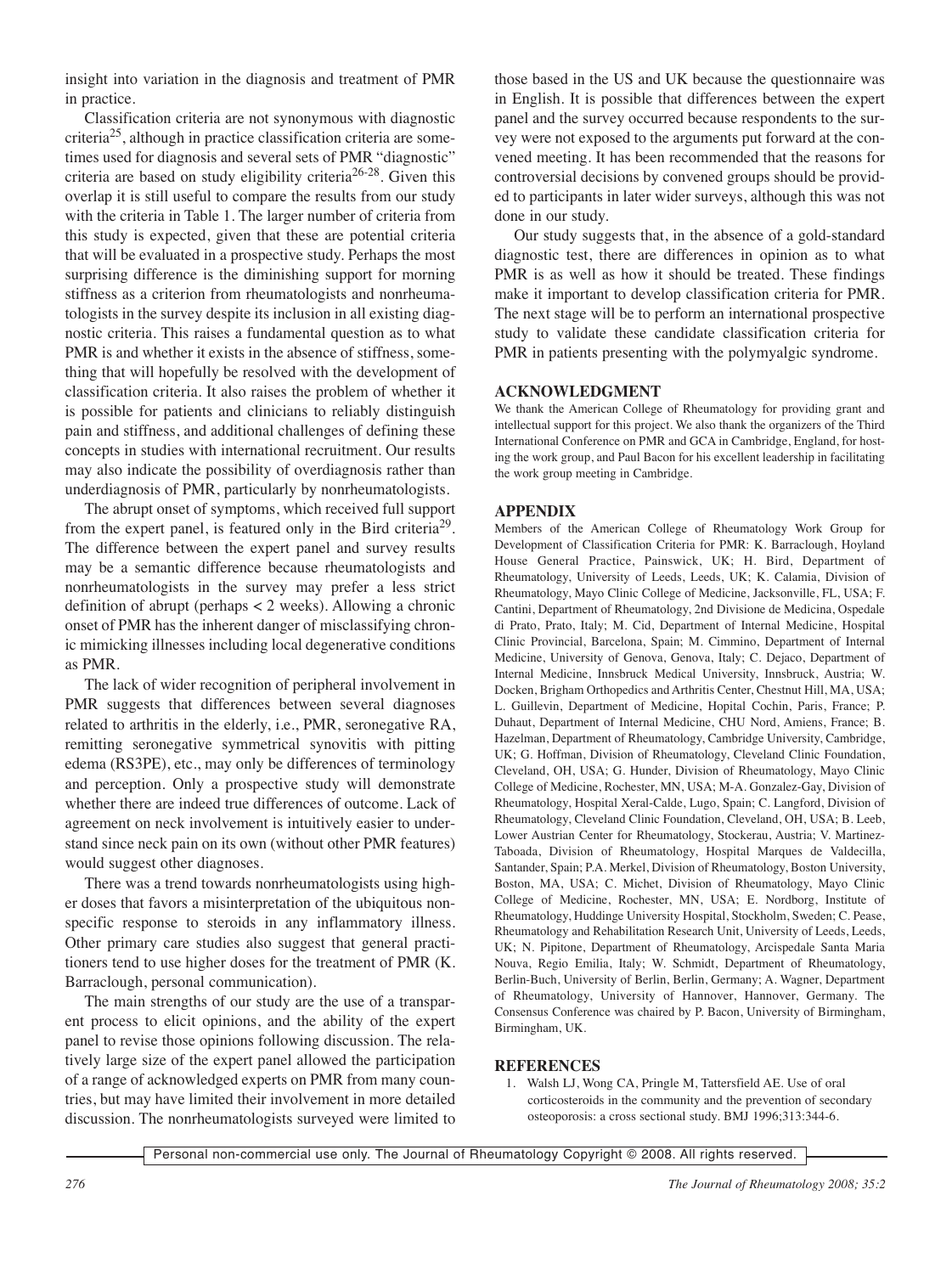insight into variation in the diagnosis and treatment of PMR in practice.

Classification criteria are not synonymous with diagnostic criteria[25], although in practice classification criteria are sometimes used for diagnosis and several sets of PMR "diagnostic" criteria are based on study eligibility criteria[26-28]. Given this overlap it is still useful to compare the results from our study with the criteria in Table 1. The larger number of criteria from this study is expected, given that these are potential criteria that will be evaluated in a prospective study. Perhaps the most surprising difference is the diminishing support for morning stiffness as a criterion from rheumatologists and nonrheumatologists in the survey despite its inclusion in all existing diagnostic criteria. This raises a fundamental question as to what PMR is and whether it exists in the absence of stiffness, something that will hopefully be resolved with the development of classification criteria. It also raises the problem of whether it is possible for patients and clinicians to reliably distinguish pain and stiffness, and additional challenges of defining these concepts in studies with international recruitment. Our results may also indicate the possibility of overdiagnosis rather than underdiagnosis of PMR, particularly by nonrheumatologists.

The abrupt onset of symptoms, which received full support from the expert panel, is featured only in the Bird criteria[29]. The difference between the expert panel and survey results may be a semantic difference because rheumatologists and nonrheumatologists in the survey may prefer a less strict definition of abrupt (perhaps < 2 weeks). Allowing a chronic onset of PMR has the inherent danger of misclassifying chronic mimicking illnesses including local degenerative conditions as PMR.

The lack of wider recognition of peripheral involvement in PMR suggests that differences between several diagnoses related to arthritis in the elderly, i.e., PMR, seronegative RA, remitting seronegative symmetrical synovitis with pitting edema (RS3PE), etc., may only be differences of terminology and perception. Only a prospective study will demonstrate whether there are indeed true differences of outcome. Lack of agreement on neck involvement is intuitively easier to understand since neck pain on its own (without other PMR features) would suggest other diagnoses.

There was a trend towards nonrheumatologists using higher doses that favors a misinterpretation of the ubiquitous nonspecific response to steroids in any inflammatory illness. Other primary care studies also suggest that general practitioners tend to use higher doses for the treatment of PMR (K. Barraclough, personal communication).

The main strengths of our study are the use of a transparent process to elicit opinions, and the ability of the expert panel to revise those opinions following discussion. The relatively large size of the expert panel allowed the participation of a range of acknowledged experts on PMR from many countries, but may have limited their involvement in more detailed discussion. The nonrheumatologists surveyed were limited to those based in the US and UK because the questionnaire was in English. It is possible that differences between the expert panel and the survey occurred because respondents to the survey were not exposed to the arguments put forward at the convened meeting. It has been recommended that the reasons for controversial decisions by convened groups should be provided to participants in later wider surveys, although this was not done in our study.

Our study suggests that, in the absence of a gold-standard diagnostic test, there are differences in opinion as to what PMR is as well as how it should be treated. These findings make it important to develop classification criteria for PMR. The next stage will be to perform an international prospective study to validate these candidate classification criteria for PMR in patients presenting with the polymyalgic syndrome.

## ACKNOWLEDGMENT

We thank the American College of Rheumatology for providing grant and intellectual support for this project. We also thank the organizers of the Third International Conference on PMR and GCA in Cambridge, England, for hosting the work group, and Paul Bacon for his excellent leadership in facilitating the work group meeting in Cambridge.

## APPENDIX

Members of the American College of Rheumatology Work Group for Development of Classification Criteria for PMR: K. Barraclough, Hoyland House General Practice, Painswick, UK; H. Bird, Department of Rheumatology, University of Leeds, Leeds, UK; K. Calamia, Division of Rheumatology, Mayo Clinic College of Medicine, Jacksonville, FL, USA; F. Cantini, Department of Rheumatology, 2nd Divisione de Medicina, Ospedale di Prato, Prato, Italy; M. Cid, Department of Internal Medicine, Hospital Clinic Provincial, Barcelona, Spain; M. Cimmino, Department of Internal Medicine, University of Genova, Genova, Italy; C. Dejaco, Department of Internal Medicine, Innsbruck Medical University, Innsbruck, Austria; W. Docken, Brigham Orthopedics and Arthritis Center, Chestnut Hill, MA, USA; L. Guillevin, Department of Medicine, Hopital Cochin, Paris, France; P. Duhaut, Department of Internal Medicine, CHU Nord, Amiens, France; B. Hazelman, Department of Rheumatology, Cambridge University, Cambridge, UK; G. Hoffman, Division of Rheumatology, Cleveland Clinic Foundation, Cleveland, OH, USA; G. Hunder, Division of Rheumatology, Mayo Clinic College of Medicine, Rochester, MN, USA; M-A. Gonzalez-Gay, Division of Rheumatology, Hospital Xeral-Calde, Lugo, Spain; C. Langford, Division of Rheumatology, Cleveland Clinic Foundation, Cleveland, OH, USA; B. Leeb, Lower Austrian Center for Rheumatology, Stockerau, Austria; V. Martinez-Taboada, Division of Rheumatology, Hospital Marques de Valdecilla, Santander, Spain; P.A. Merkel, Division of Rheumatology, Boston University, Boston, MA, USA; C. Michet, Division of Rheumatology, Mayo Clinic College of Medicine, Rochester, MN, USA; E. Nordborg, Institute of Rheumatology, Huddinge University Hospital, Stockholm, Sweden; C. Pease, Rheumatology and Rehabilitation Research Unit, University of Leeds, Leeds, UK; N. Pipitone, Department of Rheumatology, Arcispedale Santa Maria Nouva, Regio Emilia, Italy; W. Schmidt, Department of Rheumatology, Berlin-Buch, University of Berlin, Berlin, Germany; A. Wagner, Department of Rheumatology, University of Hannover, Hannover, Germany. The Consensus Conference was chaired by P. Bacon, University of Birmingham, Birmingham, UK.

## REFERENCES

1. Walsh LJ, Wong CA, Pringle M, Tattersfield AE. Use of oral corticosteroids in the community and the prevention of secondary osteoporosis: a cross sectional study. BMJ 1996;313:344-6.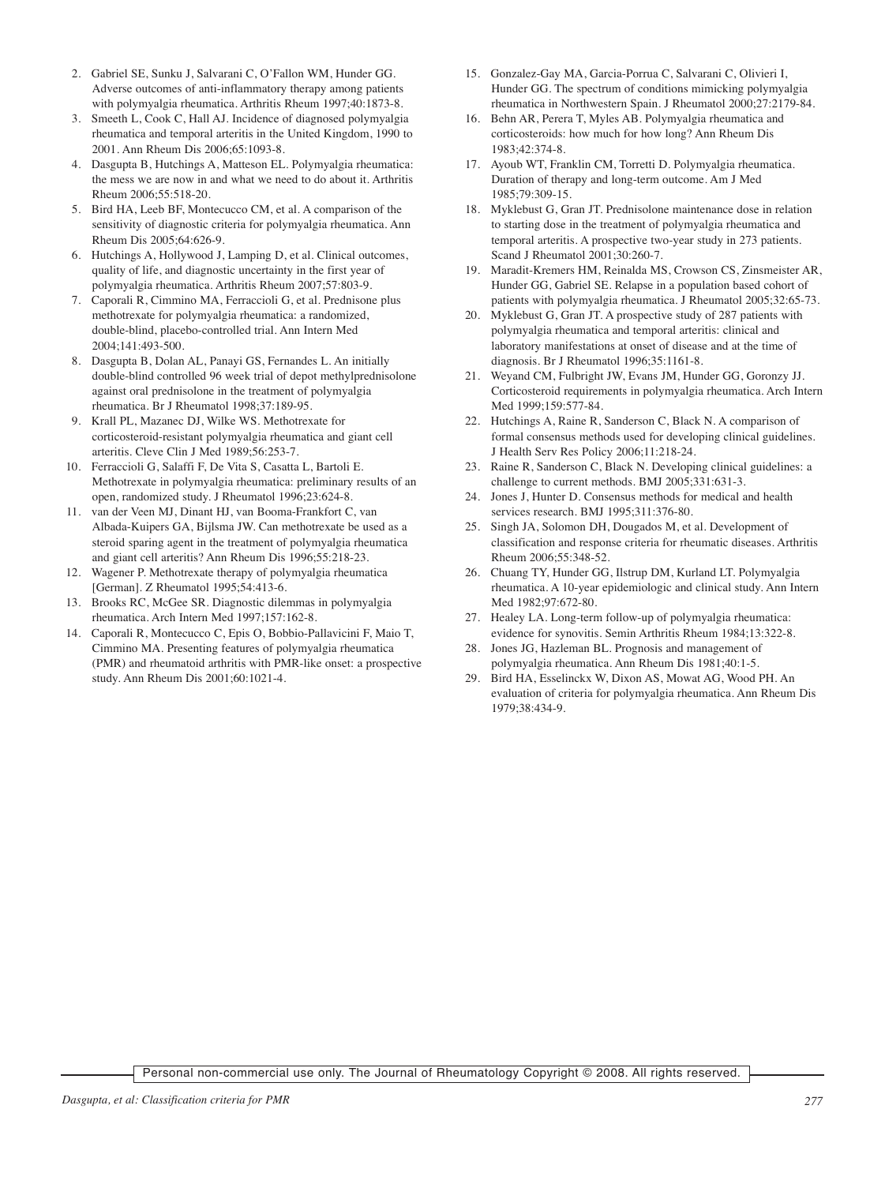2. Gabriel SE, Sunku J, Salvarani C, O'Fallon WM, Hunder GG. Adverse outcomes of anti-inflammatory therapy among patients with polymyalgia rheumatica. Arthritis Rheum 1997;40:1873-8.
3. Smeeth L, Cook C, Hall AJ. Incidence of diagnosed polymyalgia rheumatica and temporal arteritis in the United Kingdom, 1990 to 2001. Ann Rheum Dis 2006;65:1093-8.
4. Dasgupta B, Hutchings A, Matteson EL. Polymyalgia rheumatica: the mess we are now in and what we need to do about it. Arthritis Rheum 2006;55:518-20.
5. Bird HA, Leeb BF, Montecucco CM, et al. A comparison of the sensitivity of diagnostic criteria for polymyalgia rheumatica. Ann Rheum Dis 2005;64:626-9.
6. Hutchings A, Hollywood J, Lamping D, et al. Clinical outcomes, quality of life, and diagnostic uncertainty in the first year of polymyalgia rheumatica. Arthritis Rheum 2007;57:803-9.
7. Caporali R, Cimmino MA, Ferraccioli G, et al. Prednisone plus methotrexate for polymyalgia rheumatica: a randomized, double-blind, placebo-controlled trial. Ann Intern Med 2004;141:493-500.
8. Dasgupta B, Dolan AL, Panayi GS, Fernandes L. An initially double-blind controlled 96 week trial of depot methylprednisolone against oral prednisolone in the treatment of polymyalgia rheumatica. Br J Rheumatol 1998;37:189-95.
9. Krall PL, Mazanec DJ, Wilke WS. Methotrexate for corticosteroid-resistant polymyalgia rheumatica and giant cell arteritis. Cleve Clin J Med 1989;56:253-7.
10. Ferraccioli G, Salaffi F, De Vita S, Casatta L, Bartoli E. Methotrexate in polymyalgia rheumatica: preliminary results of an open, randomized study. J Rheumatol 1996;23:624-8.
11. van der Veen MJ, Dinant HJ, van Booma-Frankfort C, van Albada-Kuipers GA, Bijlsma JW. Can methotrexate be used as a steroid sparing agent in the treatment of polymyalgia rheumatica and giant cell arteritis? Ann Rheum Dis 1996;55:218-23.
12. Wagener P. Methotrexate therapy of polymyalgia rheumatica [German]. Z Rheumatol 1995;54:413-6.
13. Brooks RC, McGee SR. Diagnostic dilemmas in polymyalgia rheumatica. Arch Intern Med 1997;157:162-8.
14. Caporali R, Montecucco C, Epis O, Bobbio-Pallavicini F, Maio T, Cimmino MA. Presenting features of polymyalgia rheumatica (PMR) and rheumatoid arthritis with PMR-like onset: a prospective study. Ann Rheum Dis 2001;60:1021-4.
15. Gonzalez-Gay MA, Garcia-Porrua C, Salvarani C, Olivieri I, Hunder GG. The spectrum of conditions mimicking polymyalgia rheumatica in Northwestern Spain. J Rheumatol 2000;27:2179-84.
16. Behn AR, Perera T, Myles AB. Polymyalgia rheumatica and corticosteroids: how much for how long? Ann Rheum Dis 1983;42:374-8.
17. Ayoub WT, Franklin CM, Torretti D. Polymyalgia rheumatica. Duration of therapy and long-term outcome. Am J Med 1985;79:309-15.
18. Myklebust G, Gran JT. Prednisolone maintenance dose in relation to starting dose in the treatment of polymyalgia rheumatica and temporal arteritis. A prospective two-year study in 273 patients. Scand J Rheumatol 2001;30:260-7.
19. Maradit-Kremers HM, Reinalda MS, Crowson CS, Zinsmeister AR, Hunder GG, Gabriel SE. Relapse in a population based cohort of patients with polymyalgia rheumatica. J Rheumatol 2005;32:65-73.
20. Myklebust G, Gran JT. A prospective study of 287 patients with polymyalgia rheumatica and temporal arteritis: clinical and laboratory manifestations at onset of disease and at the time of diagnosis. Br J Rheumatol 1996;35:1161-8.
21. Weyand CM, Fulbright JW, Evans JM, Hunder GG, Goronzy JJ. Corticosteroid requirements in polymyalgia rheumatica. Arch Intern Med 1999;159:577-84.
22. Hutchings A, Raine R, Sanderson C, Black N. A comparison of formal consensus methods used for developing clinical guidelines. J Health Serv Res Policy 2006;11:218-24.
23. Raine R, Sanderson C, Black N. Developing clinical guidelines: a challenge to current methods. BMJ 2005;331:631-3.
24. Jones J, Hunter D. Consensus methods for medical and health services research. BMJ 1995;311:376-80.
25. Singh JA, Solomon DH, Dougados M, et al. Development of classification and response criteria for rheumatic diseases. Arthritis Rheum 2006;55:348-52.
26. Chuang TY, Hunder GG, Ilstrup DM, Kurland LT. Polymyalgia rheumatica. A 10-year epidemiologic and clinical study. Ann Intern Med 1982;97:672-80.
27. Healey LA. Long-term follow-up of polymyalgia rheumatica: evidence for synovitis. Semin Arthritis Rheum 1984;13:322-8.
28. Jones JG, Hazleman BL. Prognosis and management of polymyalgia rheumatica. Ann Rheum Dis 1981;40:1-5.
29. Bird HA, Esselinckx W, Dixon AS, Mowat AG, Wood PH. An evaluation of criteria for polymyalgia rheumatica. Ann Rheum Dis 1979;38:434-9.